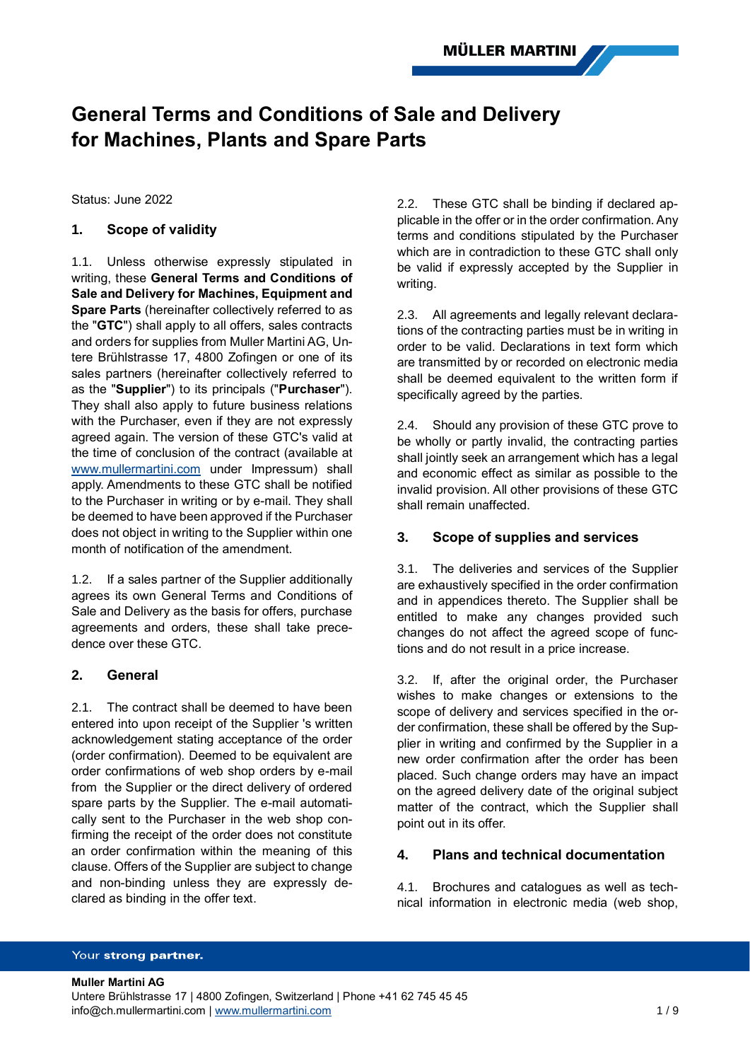# General Terms and Conditions of Sale and Delivery for Machines, Plants and Spare Parts

Status: June 2022

## 1. Scope of validity

1.1. Unless otherwise expressly stipulated in writing, these **General Terms and Conditions of Sale and Delivery for Machines, Equipment and Spare Parts** (hereinafter collectively referred to as the "**GTC**") shall apply to all offers, sales contracts and orders for supplies from Muller Martini AG, Untere Brühlstrasse 17, 4800 Zofingen or one of its sales partners (hereinafter collectively referred to as the "**Supplier**") to its principals ("**Purchaser**"). They shall also apply to future business relations with the Purchaser, even if they are not expressly agreed again. The version of these GTC's valid at the time of conclusion of the contract (available at www.mullermartini.com under Impressum) shall apply. Amendments to these GTC shall be notified to the Purchaser in writing or by e-mail. They shall be deemed to have been approved if the Purchaser does not object in writing to the Supplier within one month of notification of the amendment.

1.2. If a sales partner of the Supplier additionally agrees its own General Terms and Conditions of Sale and Delivery as the basis for offers, purchase agreements and orders, these shall take precedence over these GTC.

## 2. General

2.1. The contract shall be deemed to have been entered into upon receipt of the Supplier 's written acknowledgement stating acceptance of the order (order confirmation). Deemed to be equivalent are order confirmations of web shop orders by e-mail from the Supplier or the direct delivery of ordered spare parts by the Supplier. The e-mail automatically sent to the Purchaser in the web shop confirming the receipt of the order does not constitute an order confirmation within the meaning of this clause. Offers of the Supplier are subject to change and non-binding unless they are expressly declared as binding in the offer text.

2.2. These GTC shall be binding if declared applicable in the offer or in the order confirmation. Any terms and conditions stipulated by the Purchaser which are in contradiction to these GTC shall only be valid if expressly accepted by the Supplier in writing.

2.3. All agreements and legally relevant declarations of the contracting parties must be in writing in order to be valid. Declarations in text form which are transmitted by or recorded on electronic media shall be deemed equivalent to the written form if specifically agreed by the parties.

2.4. Should any provision of these GTC prove to be wholly or partly invalid, the contracting parties shall jointly seek an arrangement which has a legal and economic effect as similar as possible to the invalid provision. All other provisions of these GTC shall remain unaffected.

## 3. Scope of supplies and services

3.1. The deliveries and services of the Supplier are exhaustively specified in the order confirmation and in appendices thereto. The Supplier shall be entitled to make any changes provided such changes do not affect the agreed scope of functions and do not result in a price increase.

3.2. If, after the original order, the Purchaser wishes to make changes or extensions to the scope of delivery and services specified in the order confirmation, these shall be offered by the Supplier in writing and confirmed by the Supplier in a new order confirmation after the order has been placed. Such change orders may have an impact on the agreed delivery date of the original subject matter of the contract, which the Supplier shall point out in its offer.

## 4. Plans and technical documentation

4.1. Brochures and catalogues as well as technical information in electronic media (web shop,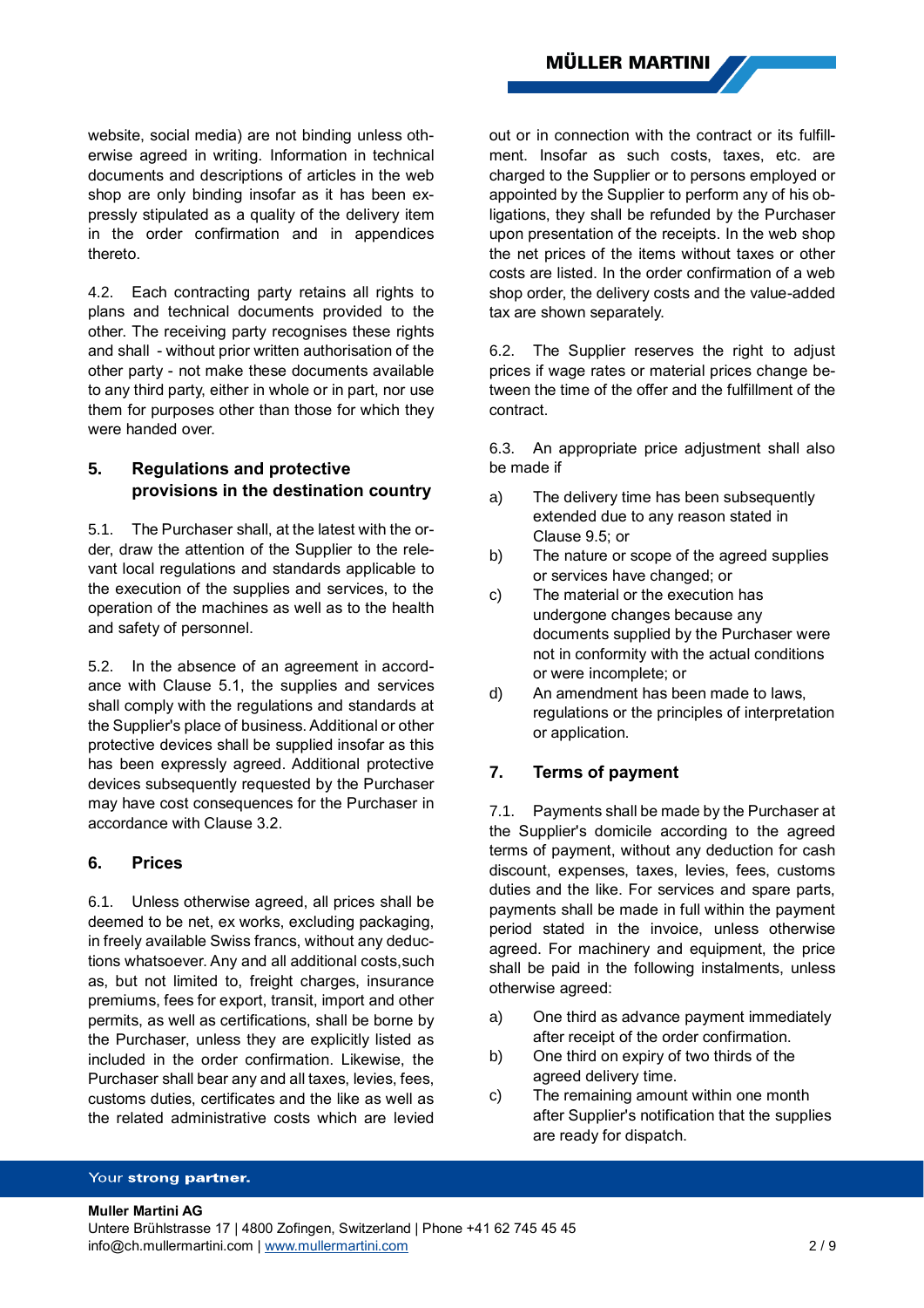website, social media) are not binding unless otherwise agreed in writing. Information in technical documents and descriptions of articles in the web shop are only binding insofar as it has been expressly stipulated as a quality of the delivery item in the order confirmation and in appendices thereto.

4.2. Each contracting party retains all rights to plans and technical documents provided to the other. The receiving party recognises these rights and shall - without prior written authorisation of the other party - not make these documents available to any third party, either in whole or in part, nor use them for purposes other than those for which they were handed over.

## 5. Regulations and protective provisions in the destination country

5.1. The Purchaser shall, at the latest with the order, draw the attention of the Supplier to the relevant local regulations and standards applicable to the execution of the supplies and services, to the operation of the machines as well as to the health and safety of personnel.

5.2. In the absence of an agreement in accordance with Clause 5.1, the supplies and services shall comply with the regulations and standards at the Supplier's place of business. Additional or other protective devices shall be supplied insofar as this has been expressly agreed. Additional protective devices subsequently requested by the Purchaser may have cost consequences for the Purchaser in accordance with Clause 3.2.

## 6. Prices

6.1. Unless otherwise agreed, all prices shall be deemed to be net, ex works, excluding packaging, in freely available Swiss francs, without any deductions whatsoever. Any and all additional costs, such as, but not limited to, freight charges, insurance premiums, fees for export, transit, import and other permits, as well as certifications, shall be borne by the Purchaser, unless they are explicitly listed as included in the order confirmation. Likewise, the Purchaser shall bear any and all taxes, levies, fees, customs duties, certificates and the like as well as the related administrative costs which are levied out or in connection with the contract or its fulfillment. Insofar as such costs, taxes, etc. are charged to the Supplier or to persons employed or appointed by the Supplier to perform any of his obligations, they shall be refunded by the Purchaser upon presentation of the receipts. In the web shop the net prices of the items without taxes or other costs are listed. In the order confirmation of a web shop order, the delivery costs and the value-added tax are shown separately.

6.2. The Supplier reserves the right to adjust prices if wage rates or material prices change between the time of the offer and the fulfillment of the contract.

6.3. An appropriate price adjustment shall also be made if

a) The delivery time has been subsequently extended due to any reason stated in Clause 9.5; or
b) The nature or scope of the agreed supplies or services have changed; or
c) The material or the execution has undergone changes because any documents supplied by the Purchaser were not in conformity with the actual conditions or were incomplete; or
d) An amendment has been made to laws, regulations or the principles of interpretation or application.

## 7. Terms of payment

7.1. Payments shall be made by the Purchaser at the Supplier's domicile according to the agreed terms of payment, without any deduction for cash discount, expenses, taxes, levies, fees, customs duties and the like. For services and spare parts, payments shall be made in full within the payment period stated in the invoice, unless otherwise agreed. For machinery and equipment, the price shall be paid in the following instalments, unless otherwise agreed:

a) One third as advance payment immediately after receipt of the order confirmation.
b) One third on expiry of two thirds of the agreed delivery time.
c) The remaining amount within one month after Supplier's notification that the supplies are ready for dispatch.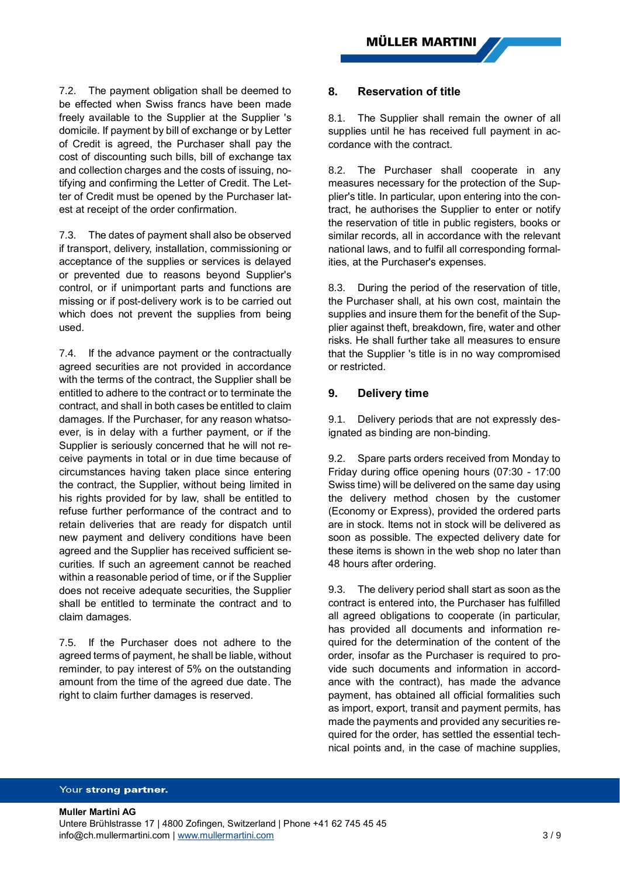7.2. The payment obligation shall be deemed to be effected when Swiss francs have been made freely available to the Supplier at the Supplier 's domicile. If payment by bill of exchange or by Letter of Credit is agreed, the Purchaser shall pay the cost of discounting such bills, bill of exchange tax and collection charges and the costs of issuing, notifying and confirming the Letter of Credit. The Letter of Credit must be opened by the Purchaser latest at receipt of the order confirmation.

7.3. The dates of payment shall also be observed if transport, delivery, installation, commissioning or acceptance of the supplies or services is delayed or prevented due to reasons beyond Supplier's control, or if unimportant parts and functions are missing or if post-delivery work is to be carried out which does not prevent the supplies from being used.

7.4. If the advance payment or the contractually agreed securities are not provided in accordance with the terms of the contract, the Supplier shall be entitled to adhere to the contract or to terminate the contract, and shall in both cases be entitled to claim damages. If the Purchaser, for any reason whatsoever, is in delay with a further payment, or if the Supplier is seriously concerned that he will not receive payments in total or in due time because of circumstances having taken place since entering the contract, the Supplier, without being limited in his rights provided for by law, shall be entitled to refuse further performance of the contract and to retain deliveries that are ready for dispatch until new payment and delivery conditions have been agreed and the Supplier has received sufficient securities. If such an agreement cannot be reached within a reasonable period of time, or if the Supplier does not receive adequate securities, the Supplier shall be entitled to terminate the contract and to claim damages.

7.5. If the Purchaser does not adhere to the agreed terms of payment, he shall be liable, without reminder, to pay interest of 5% on the outstanding amount from the time of the agreed due date. The right to claim further damages is reserved.

## 8. Reservation of title

8.1. The Supplier shall remain the owner of all supplies until he has received full payment in accordance with the contract.

8.2. The Purchaser shall cooperate in any measures necessary for the protection of the Supplier's title. In particular, upon entering into the contract, he authorises the Supplier to enter or notify the reservation of title in public registers, books or similar records, all in accordance with the relevant national laws, and to fulfil all corresponding formalities, at the Purchaser's expenses.

8.3. During the period of the reservation of title, the Purchaser shall, at his own cost, maintain the supplies and insure them for the benefit of the Supplier against theft, breakdown, fire, water and other risks. He shall further take all measures to ensure that the Supplier 's title is in no way compromised or restricted.

## 9. Delivery time

9.1. Delivery periods that are not expressly designated as binding are non-binding.

9.2. Spare parts orders received from Monday to Friday during office opening hours (07:30 - 17:00 Swiss time) will be delivered on the same day using the delivery method chosen by the customer (Economy or Express), provided the ordered parts are in stock. Items not in stock will be delivered as soon as possible. The expected delivery date for these items is shown in the web shop no later than 48 hours after ordering.

9.3. The delivery period shall start as soon as the contract is entered into, the Purchaser has fulfilled all agreed obligations to cooperate (in particular, has provided all documents and information required for the determination of the content of the order, insofar as the Purchaser is required to provide such documents and information in accordance with the contract), has made the advance payment, has obtained all official formalities such as import, export, transit and payment permits, has made the payments and provided any securities required for the order, has settled the essential technical points and, in the case of machine supplies,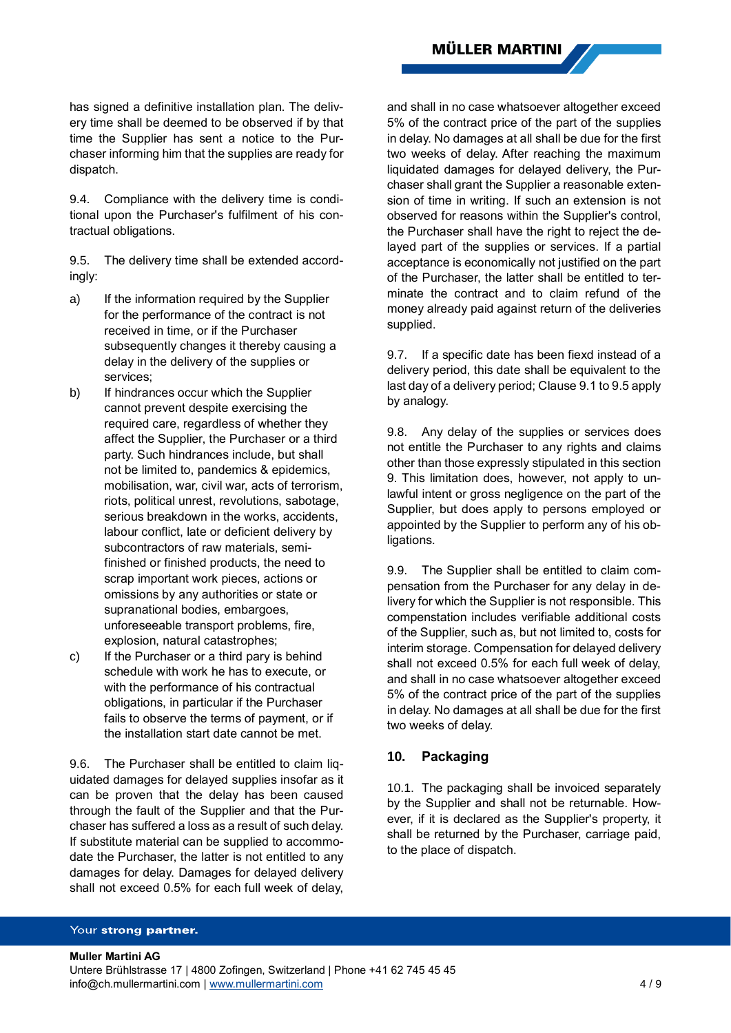has signed a definitive installation plan. The delivery time shall be deemed to be observed if by that time the Supplier has sent a notice to the Purchaser informing him that the supplies are ready for dispatch.

9.4. Compliance with the delivery time is conditional upon the Purchaser's fulfilment of his contractual obligations.

9.5. The delivery time shall be extended accordingly:

a) If the information required by the Supplier for the performance of the contract is not received in time, or if the Purchaser subsequently changes it thereby causing a delay in the delivery of the supplies or services;

b) If hindrances occur which the Supplier cannot prevent despite exercising the required care, regardless of whether they affect the Supplier, the Purchaser or a third party. Such hindrances include, but shall not be limited to, pandemics & epidemics, mobilisation, war, civil war, acts of terrorism, riots, political unrest, revolutions, sabotage, serious breakdown in the works, accidents, labour conflict, late or deficient delivery by subcontractors of raw materials, semi-finished or finished products, the need to scrap important work pieces, actions or omissions by any authorities or state or supranational bodies, embargoes, unforeseeable transport problems, fire, explosion, natural catastrophes;

c) If the Purchaser or a third pary is behind schedule with work he has to execute, or with the performance of his contractual obligations, in particular if the Purchaser fails to observe the terms of payment, or if the installation start date cannot be met.

9.6. The Purchaser shall be entitled to claim liquidated damages for delayed supplies insofar as it can be proven that the delay has been caused through the fault of the Supplier and that the Purchaser has suffered a loss as a result of such delay. If substitute material can be supplied to accommodate the Purchaser, the latter is not entitled to any damages for delay. Damages for delayed delivery shall not exceed 0.5% for each full week of delay, and shall in no case whatsoever altogether exceed 5% of the contract price of the part of the supplies in delay. No damages at all shall be due for the first two weeks of delay. After reaching the maximum liquidated damages for delayed delivery, the Purchaser shall grant the Supplier a reasonable extension of time in writing. If such an extension is not observed for reasons within the Supplier's control, the Purchaser shall have the right to reject the delayed part of the supplies or services. If a partial acceptance is economically not justified on the part of the Purchaser, the latter shall be entitled to terminate the contract and to claim refund of the money already paid against return of the deliveries supplied.

9.7. If a specific date has been fiexd instead of a delivery period, this date shall be equivalent to the last day of a delivery period; Clause 9.1 to 9.5 apply by analogy.

9.8. Any delay of the supplies or services does not entitle the Purchaser to any rights and claims other than those expressly stipulated in this section 9. This limitation does, however, not apply to unlawful intent or gross negligence on the part of the Supplier, but does apply to persons employed or appointed by the Supplier to perform any of his obligations.

9.9. The Supplier shall be entitled to claim compensation from the Purchaser for any delay in delivery for which the Supplier is not responsible. This compenstation includes verifiable additional costs of the Supplier, such as, but not limited to, costs for interim storage. Compensation for delayed delivery shall not exceed 0.5% for each full week of delay, and shall in no case whatsoever altogether exceed 5% of the contract price of the part of the supplies in delay. No damages at all shall be due for the first two weeks of delay.

## 10. Packaging

10.1. The packaging shall be invoiced separately by the Supplier and shall not be returnable. However, if it is declared as the Supplier's property, it shall be returned by the Purchaser, carriage paid, to the place of dispatch.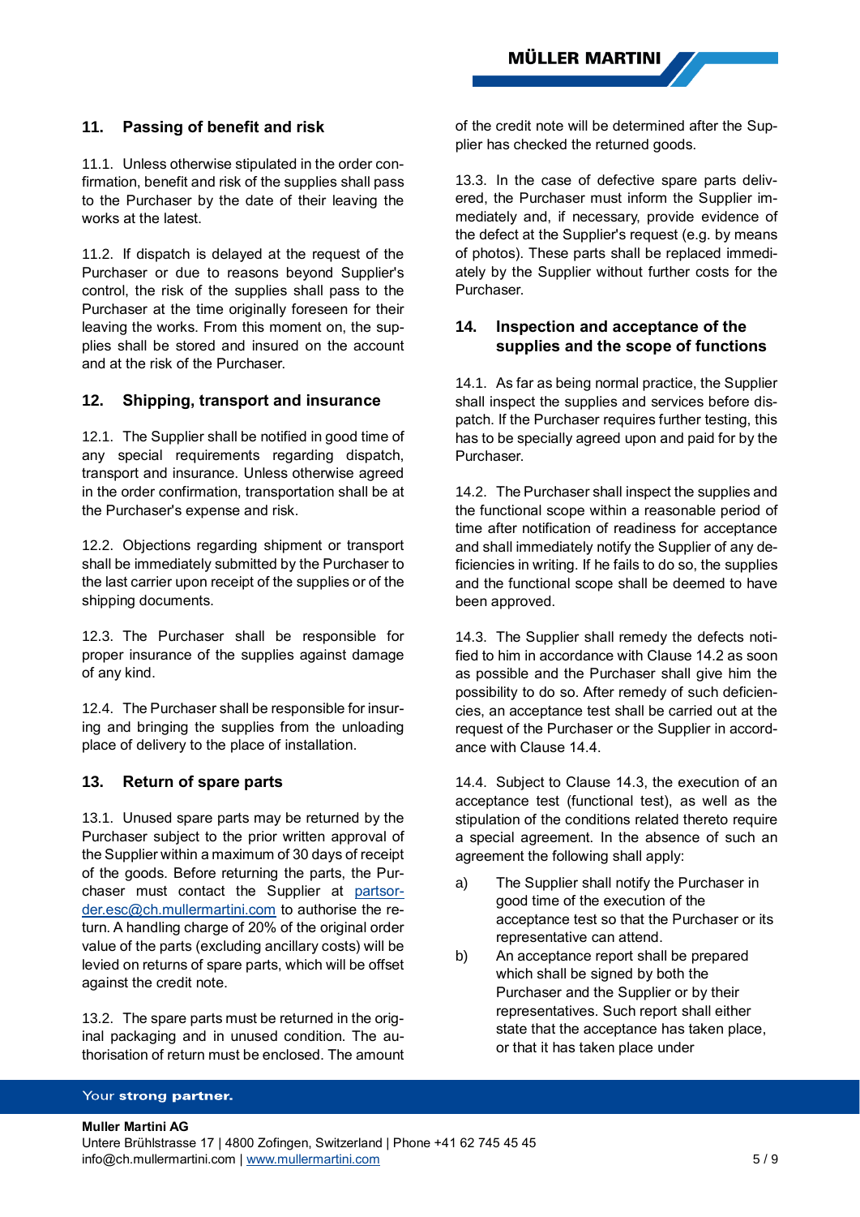## 11. Passing of benefit and risk

11.1. Unless otherwise stipulated in the order confirmation, benefit and risk of the supplies shall pass to the Purchaser by the date of their leaving the works at the latest.

11.2. If dispatch is delayed at the request of the Purchaser or due to reasons beyond Supplier's control, the risk of the supplies shall pass to the Purchaser at the time originally foreseen for their leaving the works. From this moment on, the supplies shall be stored and insured on the account and at the risk of the Purchaser.

## 12. Shipping, transport and insurance

12.1. The Supplier shall be notified in good time of any special requirements regarding dispatch, transport and insurance. Unless otherwise agreed in the order confirmation, transportation shall be at the Purchaser's expense and risk.

12.2. Objections regarding shipment or transport shall be immediately submitted by the Purchaser to the last carrier upon receipt of the supplies or of the shipping documents.

12.3. The Purchaser shall be responsible for proper insurance of the supplies against damage of any kind.

12.4. The Purchaser shall be responsible for insuring and bringing the supplies from the unloading place of delivery to the place of installation.

## 13. Return of spare parts

13.1. Unused spare parts may be returned by the Purchaser subject to the prior written approval of the Supplier within a maximum of 30 days of receipt of the goods. Before returning the parts, the Purchaser must contact the Supplier at partsorder.esc@ch.mullermartini.com to authorise the return. A handling charge of 20% of the original order value of the parts (excluding ancillary costs) will be levied on returns of spare parts, which will be offset against the credit note.

13.2. The spare parts must be returned in the original packaging and in unused condition. The authorisation of return must be enclosed. The amount of the credit note will be determined after the Supplier has checked the returned goods.

13.3. In the case of defective spare parts delivered, the Purchaser must inform the Supplier immediately and, if necessary, provide evidence of the defect at the Supplier's request (e.g. by means of photos). These parts shall be replaced immediately by the Supplier without further costs for the Purchaser.

## 14. Inspection and acceptance of the supplies and the scope of functions

14.1. As far as being normal practice, the Supplier shall inspect the supplies and services before dispatch. If the Purchaser requires further testing, this has to be specially agreed upon and paid for by the Purchaser.

14.2. The Purchaser shall inspect the supplies and the functional scope within a reasonable period of time after notification of readiness for acceptance and shall immediately notify the Supplier of any deficiencies in writing. If he fails to do so, the supplies and the functional scope shall be deemed to have been approved.

14.3. The Supplier shall remedy the defects notified to him in accordance with Clause 14.2 as soon as possible and the Purchaser shall give him the possibility to do so. After remedy of such deficiencies, an acceptance test shall be carried out at the request of the Purchaser or the Supplier in accordance with Clause 14.4.

14.4. Subject to Clause 14.3, the execution of an acceptance test (functional test), as well as the stipulation of the conditions related thereto require a special agreement. In the absence of such an agreement the following shall apply:

a) The Supplier shall notify the Purchaser in good time of the execution of the acceptance test so that the Purchaser or its representative can attend.

b) An acceptance report shall be prepared which shall be signed by both the Purchaser and the Supplier or by their representatives. Such report shall either state that the acceptance has taken place, or that it has taken place under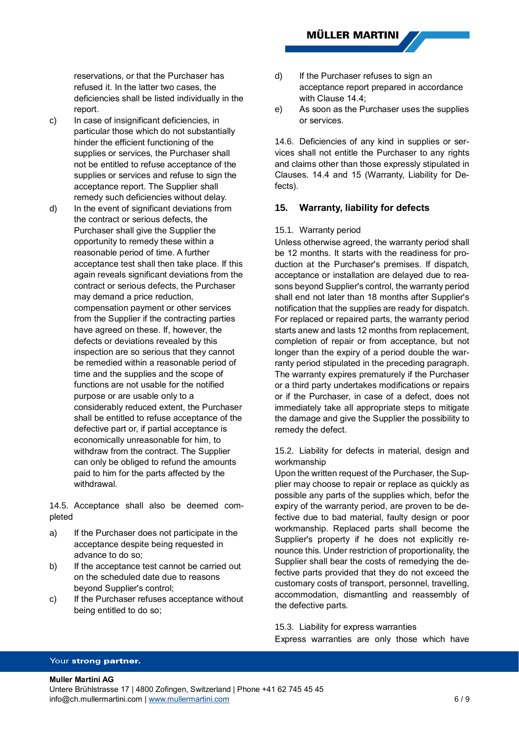reservations, or that the Purchaser has refused it. In the latter two cases, the deficiencies shall be listed individually in the report.

c) In case of insignificant deficiencies, in particular those which do not substantially hinder the efficient functioning of the supplies or services, the Purchaser shall not be entitled to refuse acceptance of the supplies or services and refuse to sign the acceptance report. The Supplier shall remedy such deficiencies without delay.

d) In the event of significant deviations from the contract or serious defects, the Purchaser shall give the Supplier the opportunity to remedy these within a reasonable period of time. A further acceptance test shall then take place. If this again reveals significant deviations from the contract or serious defects, the Purchaser may demand a price reduction, compensation payment or other services from the Supplier if the contracting parties have agreed on these. If, however, the defects or deviations revealed by this inspection are so serious that they cannot be remedied within a reasonable period of time and the supplies and the scope of functions are not usable for the notified purpose or are usable only to a considerably reduced extent, the Purchaser shall be entitled to refuse acceptance of the defective part or, if partial acceptance is economically unreasonable for him, to withdraw from the contract. The Supplier can only be obliged to refund the amounts paid to him for the parts affected by the withdrawal.

14.5. Acceptance shall also be deemed completed

a) If the Purchaser does not participate in the acceptance despite being requested in advance to do so;

b) If the acceptance test cannot be carried out on the scheduled date due to reasons beyond Supplier's control;

c) If the Purchaser refuses acceptance without being entitled to do so;

d) If the Purchaser refuses to sign an acceptance report prepared in accordance with Clause 14.4;

e) As soon as the Purchaser uses the supplies or services.

14.6. Deficiencies of any kind in supplies or services shall not entitle the Purchaser to any rights and claims other than those expressly stipulated in Clauses. 14.4 and 15 (Warranty, Liability for Defects).

## 15. Warranty, liability for defects

15.1. Warranty period

Unless otherwise agreed, the warranty period shall be 12 months. It starts with the readiness for production at the Purchaser's premises. If dispatch, acceptance or installation are delayed due to reasons beyond Supplier's control, the warranty period shall end not later than 18 months after Supplier's notification that the supplies are ready for dispatch. For replaced or repaired parts, the warranty period starts anew and lasts 12 months from replacement, completion of repair or from acceptance, but not longer than the expiry of a period double the warranty period stipulated in the preceding paragraph. The warranty expires prematurely if the Purchaser or a third party undertakes modifications or repairs or if the Purchaser, in case of a defect, does not immediately take all appropriate steps to mitigate the damage and give the Supplier the possibility to remedy the defect.

15.2. Liability for defects in material, design and workmanship

Upon the written request of the Purchaser, the Supplier may choose to repair or replace as quickly as possible any parts of the supplies which, befor the expiry of the warranty period, are proven to be defective due to bad material, faulty design or poor workmanship. Replaced parts shall become the Supplier's property if he does not explicitly renounce this. Under restriction of proportionality, the Supplier shall bear the costs of remedying the defective parts provided that they do not exceed the customary costs of transport, personnel, travelling, accommodation, dismantling and reassembly of the defective parts.

15.3. Liability for express warranties

Express warranties are only those which have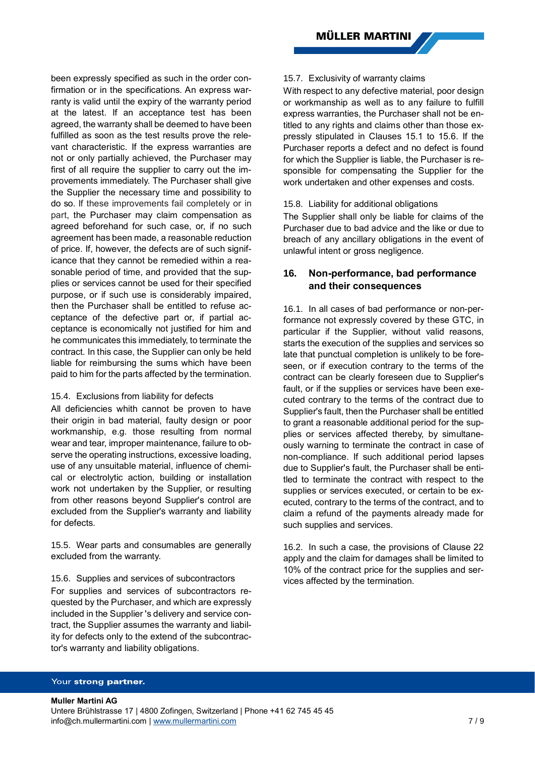been expressly specified as such in the order confirmation or in the specifications. An express warranty is valid until the expiry of the warranty period at the latest. If an acceptance test has been agreed, the warranty shall be deemed to have been fulfilled as soon as the test results prove the relevant characteristic. If the express warranties are not or only partially achieved, the Purchaser may first of all require the supplier to carry out the improvements immediately. The Purchaser shall give the Supplier the necessary time and possibility to do so. If these improvements fail completely or in part, the Purchaser may claim compensation as agreed beforehand for such case, or, if no such agreement has been made, a reasonable reduction of price. If, however, the defects are of such significance that they cannot be remedied within a reasonable period of time, and provided that the supplies or services cannot be used for their specified purpose, or if such use is considerably impaired, then the Purchaser shall be entitled to refuse acceptance of the defective part or, if partial acceptance is economically not justified for him and he communicates this immediately, to terminate the contract. In this case, the Supplier can only be held liable for reimbursing the sums which have been paid to him for the parts affected by the termination.

15.4. Exclusions from liability for defects
All deficiencies whith cannot be proven to have their origin in bad material, faulty design or poor workmanship, e.g. those resulting from normal wear and tear, improper maintenance, failure to observe the operating instructions, excessive loading, use of any unsuitable material, influence of chemical or electrolytic action, building or installation work not undertaken by the Supplier, or resulting from other reasons beyond Supplier's control are excluded from the Supplier's warranty and liability for defects.

15.5. Wear parts and consumables are generally excluded from the warranty.

15.6. Supplies and services of subcontractors
For supplies and services of subcontractors requested by the Purchaser, and which are expressly included in the Supplier 's delivery and service contract, the Supplier assumes the warranty and liability for defects only to the extend of the subcontractor's warranty and liability obligations.

15.7. Exclusivity of warranty claims
With respect to any defective material, poor design or workmanship as well as to any failure to fulfill express warranties, the Purchaser shall not be entitled to any rights and claims other than those expressly stipulated in Clauses 15.1 to 15.6. If the Purchaser reports a defect and no defect is found for which the Supplier is liable, the Purchaser is responsible for compensating the Supplier for the work undertaken and other expenses and costs.

15.8. Liability for additional obligations
The Supplier shall only be liable for claims of the Purchaser due to bad advice and the like or due to breach of any ancillary obligations in the event of unlawful intent or gross negligence.

## 16. Non-performance, bad performance and their consequences

16.1. In all cases of bad performance or non-performance not expressly covered by these GTC, in particular if the Supplier, without valid reasons, starts the execution of the supplies and services so late that punctual completion is unlikely to be foreseen, or if execution contrary to the terms of the contract can be clearly foreseen due to Supplier's fault, or if the supplies or services have been executed contrary to the terms of the contract due to Supplier's fault, then the Purchaser shall be entitled to grant a reasonable additional period for the supplies or services affected thereby, by simultaneously warning to terminate the contract in case of non-compliance. If such additional period lapses due to Supplier's fault, the Purchaser shall be entitled to terminate the contract with respect to the supplies or services executed, or certain to be executed, contrary to the terms of the contract, and to claim a refund of the payments already made for such supplies and services.

16.2. In such a case, the provisions of Clause 22 apply and the claim for damages shall be limited to 10% of the contract price for the supplies and services affected by the termination.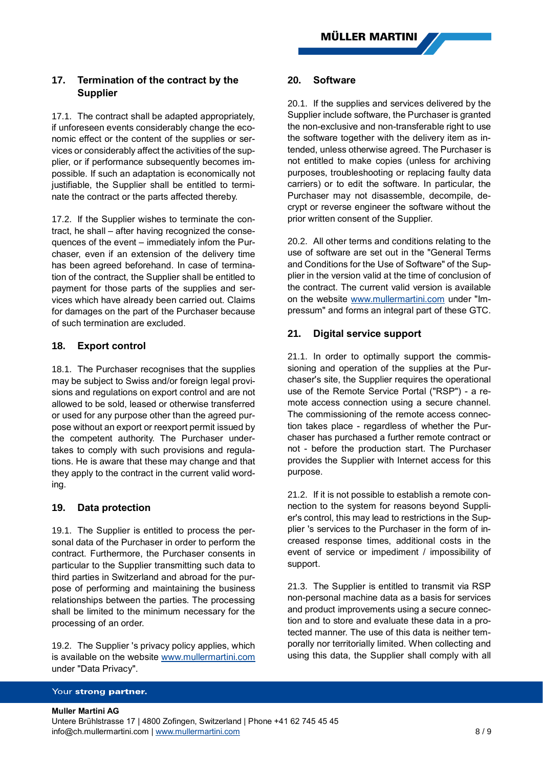## 17. Termination of the contract by the Supplier

17.1. The contract shall be adapted appropriately, if unforeseen events considerably change the economic effect or the content of the supplies or services or considerably affect the activities of the supplier, or if performance subsequently becomes impossible. If such an adaptation is economically not justifiable, the Supplier shall be entitled to terminate the contract or the parts affected thereby.

17.2. If the Supplier wishes to terminate the contract, he shall – after having recognized the consequences of the event – immediately inform the Purchaser, even if an extension of the delivery time has been agreed beforehand. In case of termination of the contract, the Supplier shall be entitled to payment for those parts of the supplies and services which have already been carried out. Claims for damages on the part of the Purchaser because of such termination are excluded.

## 18. Export control

18.1. The Purchaser recognises that the supplies may be subject to Swiss and/or foreign legal provisions and regulations on export control and are not allowed to be sold, leased or otherwise transferred or used for any purpose other than the agreed purpose without an export or reexport permit issued by the competent authority. The Purchaser undertakes to comply with such provisions and regulations. He is aware that these may change and that they apply to the contract in the current valid wording.

## 19. Data protection

19.1. The Supplier is entitled to process the personal data of the Purchaser in order to perform the contract. Furthermore, the Purchaser consents in particular to the Supplier transmitting such data to third parties in Switzerland and abroad for the purpose of performing and maintaining the business relationships between the parties. The processing shall be limited to the minimum necessary for the processing of an order.

19.2. The Supplier 's privacy policy applies, which is available on the website www.mullermartini.com under "Data Privacy".

## 20. Software

20.1. If the supplies and services delivered by the Supplier include software, the Purchaser is granted the non-exclusive and non-transferable right to use the software together with the delivery item as intended, unless otherwise agreed. The Purchaser is not entitled to make copies (unless for archiving purposes, troubleshooting or replacing faulty data carriers) or to edit the software. In particular, the Purchaser may not disassemble, decompile, decrypt or reverse engineer the software without the prior written consent of the Supplier.

20.2. All other terms and conditions relating to the use of software are set out in the "General Terms and Conditions for the Use of Software" of the Supplier in the version valid at the time of conclusion of the contract. The current valid version is available on the website www.mullermartini.com under "Impressum" and forms an integral part of these GTC.

## 21. Digital service support

21.1. In order to optimally support the commissioning and operation of the supplies at the Purchaser's site, the Supplier requires the operational use of the Remote Service Portal ("RSP") - a remote access connection using a secure channel. The commissioning of the remote access connection takes place - regardless of whether the Purchaser has purchased a further remote contract or not - before the production start. The Purchaser provides the Supplier with Internet access for this purpose.

21.2. If it is not possible to establish a remote connection to the system for reasons beyond Supplier's control, this may lead to restrictions in the Supplier 's services to the Purchaser in the form of increased response times, additional costs in the event of service or impediment / impossibility of support.

21.3. The Supplier is entitled to transmit via RSP non-personal machine data as a basis for services and product improvements using a secure connection and to store and evaluate these data in a protected manner. The use of this data is neither temporally nor territorially limited. When collecting and using this data, the Supplier shall comply with all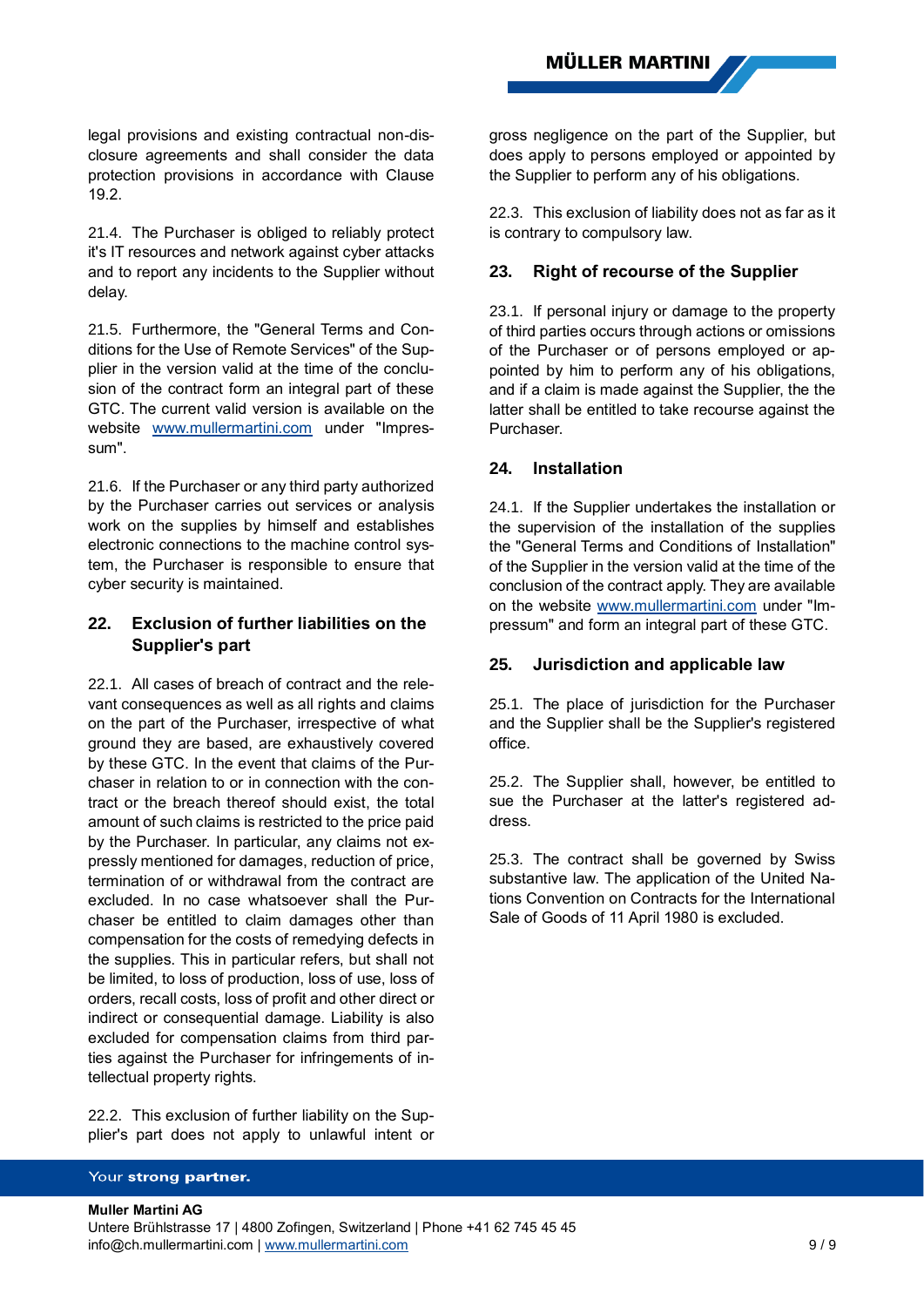legal provisions and existing contractual non-disclosure agreements and shall consider the data protection provisions in accordance with Clause 19.2.

21.4. The Purchaser is obliged to reliably protect it's IT resources and network against cyber attacks and to report any incidents to the Supplier without delay.

21.5. Furthermore, the "General Terms and Conditions for the Use of Remote Services" of the Supplier in the version valid at the time of the conclusion of the contract form an integral part of these GTC. The current valid version is available on the website www.mullermartini.com under "Impressum".

21.6. If the Purchaser or any third party authorized by the Purchaser carries out services or analysis work on the supplies by himself and establishes electronic connections to the machine control system, the Purchaser is responsible to ensure that cyber security is maintained.

## 22. Exclusion of further liabilities on the Supplier's part

22.1. All cases of breach of contract and the relevant consequences as well as all rights and claims on the part of the Purchaser, irrespective of what ground they are based, are exhaustively covered by these GTC. In the event that claims of the Purchaser in relation to or in connection with the contract or the breach thereof should exist, the total amount of such claims is restricted to the price paid by the Purchaser. In particular, any claims not expressly mentioned for damages, reduction of price, termination of or withdrawal from the contract are excluded. In no case whatsoever shall the Purchaser be entitled to claim damages other than compensation for the costs of remedying defects in the supplies. This in particular refers, but shall not be limited, to loss of production, loss of use, loss of orders, recall costs, loss of profit and other direct or indirect or consequential damage. Liability is also excluded for compensation claims from third parties against the Purchaser for infringements of intellectual property rights.

22.2. This exclusion of further liability on the Supplier's part does not apply to unlawful intent or gross negligence on the part of the Supplier, but does apply to persons employed or appointed by the Supplier to perform any of his obligations.

22.3. This exclusion of liability does not as far as it is contrary to compulsory law.

## 23. Right of recourse of the Supplier

23.1. If personal injury or damage to the property of third parties occurs through actions or omissions of the Purchaser or of persons employed or appointed by him to perform any of his obligations, and if a claim is made against the Supplier, the the latter shall be entitled to take recourse against the Purchaser.

## 24. Installation

24.1. If the Supplier undertakes the installation or the supervision of the installation of the supplies the "General Terms and Conditions of Installation" of the Supplier in the version valid at the time of the conclusion of the contract apply. They are available on the website www.mullermartini.com under "Impressum" and form an integral part of these GTC.

## 25. Jurisdiction and applicable law

25.1. The place of jurisdiction for the Purchaser and the Supplier shall be the Supplier's registered office.

25.2. The Supplier shall, however, be entitled to sue the Purchaser at the latter's registered address.

25.3. The contract shall be governed by Swiss substantive law. The application of the United Nations Convention on Contracts for the International Sale of Goods of 11 April 1980 is excluded.